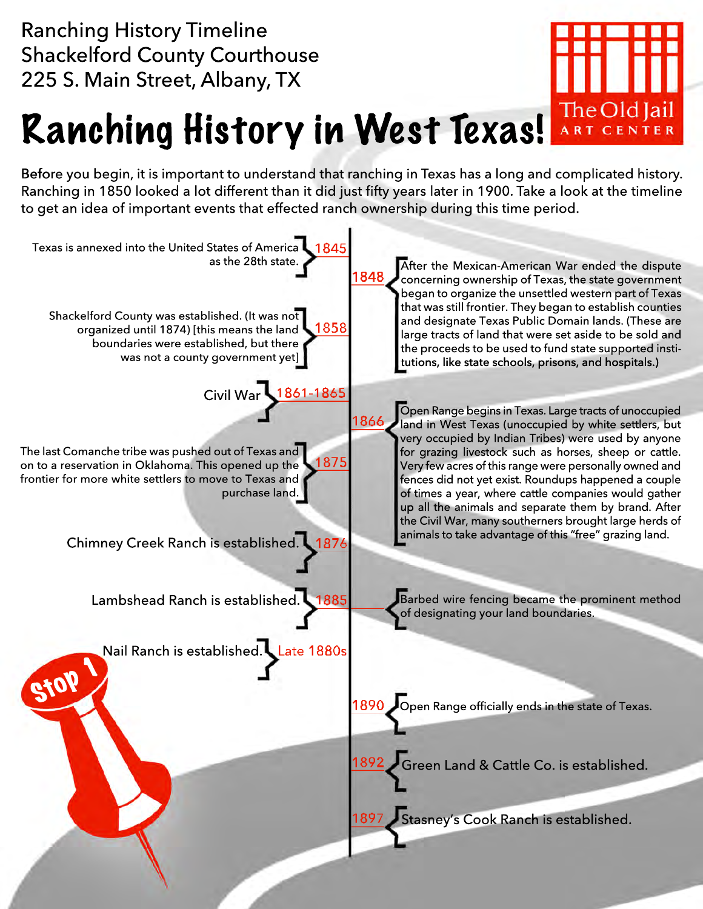Ranching History Timeline
Shackelford County Courthouse
225 S. Main Street, Albany, TX

The Old Jail ART CENTER

# Ranching History in West Texas!

Before you begin, it is important to understand that ranching in Texas has a long and complicated history. Ranching in 1850 looked a lot different than it did just fifty years later in 1900. Take a look at the timeline to get an idea of important events that effected ranch ownership during this time period.

- **1845** — Texas is annexed into the United States of America as the 28th state.
- **1848** — After the Mexican-American War ended the dispute concerning ownership of Texas, the state government began to organize the unsettled western part of Texas that was still frontier. They began to establish counties and designate Texas Public Domain lands. (These are large tracts of land that were set aside to be sold and the proceeds to be used to fund state supported institutions, like state schools, prisons, and hospitals.)
- **1858** — Shackelford County was established. (It was not organized until 1874) [this means the land boundaries were established, but there was not a county government yet]
- **1861-1865** — Civil War
- **1866** — Open Range begins in Texas. Large tracts of unoccupied land in West Texas (unoccupied by white settlers, but very occupied by Indian Tribes) were used by anyone for grazing livestock such as horses, sheep or cattle. Very few acres of this range were personally owned and fences did not yet exist. Roundups happened a couple of times a year, where cattle companies would gather up all the animals and separate them by brand. After the Civil War, many southerners brought large herds of animals to take advantage of this "free" grazing land.
- **1875** — The last Comanche tribe was pushed out of Texas and on to a reservation in Oklahoma. This opened up the frontier for more white settlers to move to Texas and purchase land.
- **1876** — Chimney Creek Ranch is established.
- **1885** — Lambshead Ranch is established.
- **1885** — Barbed wire fencing became the prominent method of designating your land boundaries.
- **Late 1880s** — Nail Ranch is established.
- **1890** — Open Range officially ends in the state of Texas.
- **1892** — Green Land & Cattle Co. is established.
- **1897** — Stasney's Cook Ranch is established.

Stop 1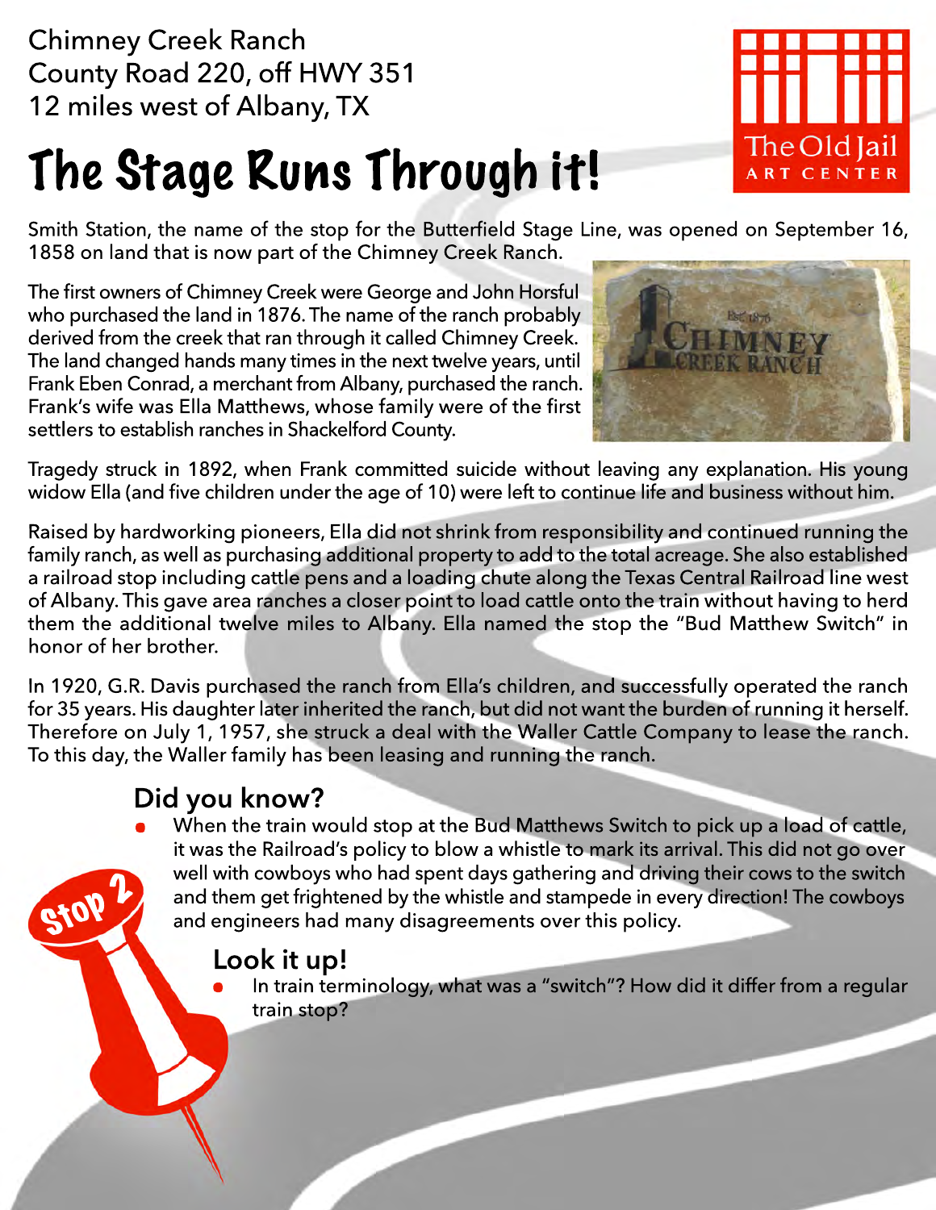Chimney Creek Ranch
County Road 220, off HWY 351
12 miles west of Albany, TX

# The Stage Runs Through it!

Smith Station, the name of the stop for the Butterfield Stage Line, was opened on September 16, 1858 on land that is now part of the Chimney Creek Ranch.

The first owners of Chimney Creek were George and John Horsful who purchased the land in 1876. The name of the ranch probably derived from the creek that ran through it called Chimney Creek. The land changed hands many times in the next twelve years, until Frank Eben Conrad, a merchant from Albany, purchased the ranch. Frank's wife was Ella Matthews, whose family were of the first settlers to establish ranches in Shackelford County.

Tragedy struck in 1892, when Frank committed suicide without leaving any explanation. His young widow Ella (and five children under the age of 10) were left to continue life and business without him.

Raised by hardworking pioneers, Ella did not shrink from responsibility and continued running the family ranch, as well as purchasing additional property to add to the total acreage. She also established a railroad stop including cattle pens and a loading chute along the Texas Central Railroad line west of Albany. This gave area ranches a closer point to load cattle onto the train without having to herd them the additional twelve miles to Albany. Ella named the stop the "Bud Matthew Switch" in honor of her brother.

In 1920, G.R. Davis purchased the ranch from Ella's children, and successfully operated the ranch for 35 years. His daughter later inherited the ranch, but did not want the burden of running it herself. Therefore on July 1, 1957, she struck a deal with the Waller Cattle Company to lease the ranch. To this day, the Waller family has been leasing and running the ranch.

## Did you know?

- When the train would stop at the Bud Matthews Switch to pick up a load of cattle, it was the Railroad's policy to blow a whistle to mark its arrival. This did not go over well with cowboys who had spent days gathering and driving their cows to the switch and them get frightened by the whistle and stampede in every direction! The cowboys and engineers had many disagreements over this policy.

## Look it up!

- In train terminology, what was a "switch"? How did it differ from a regular train stop?